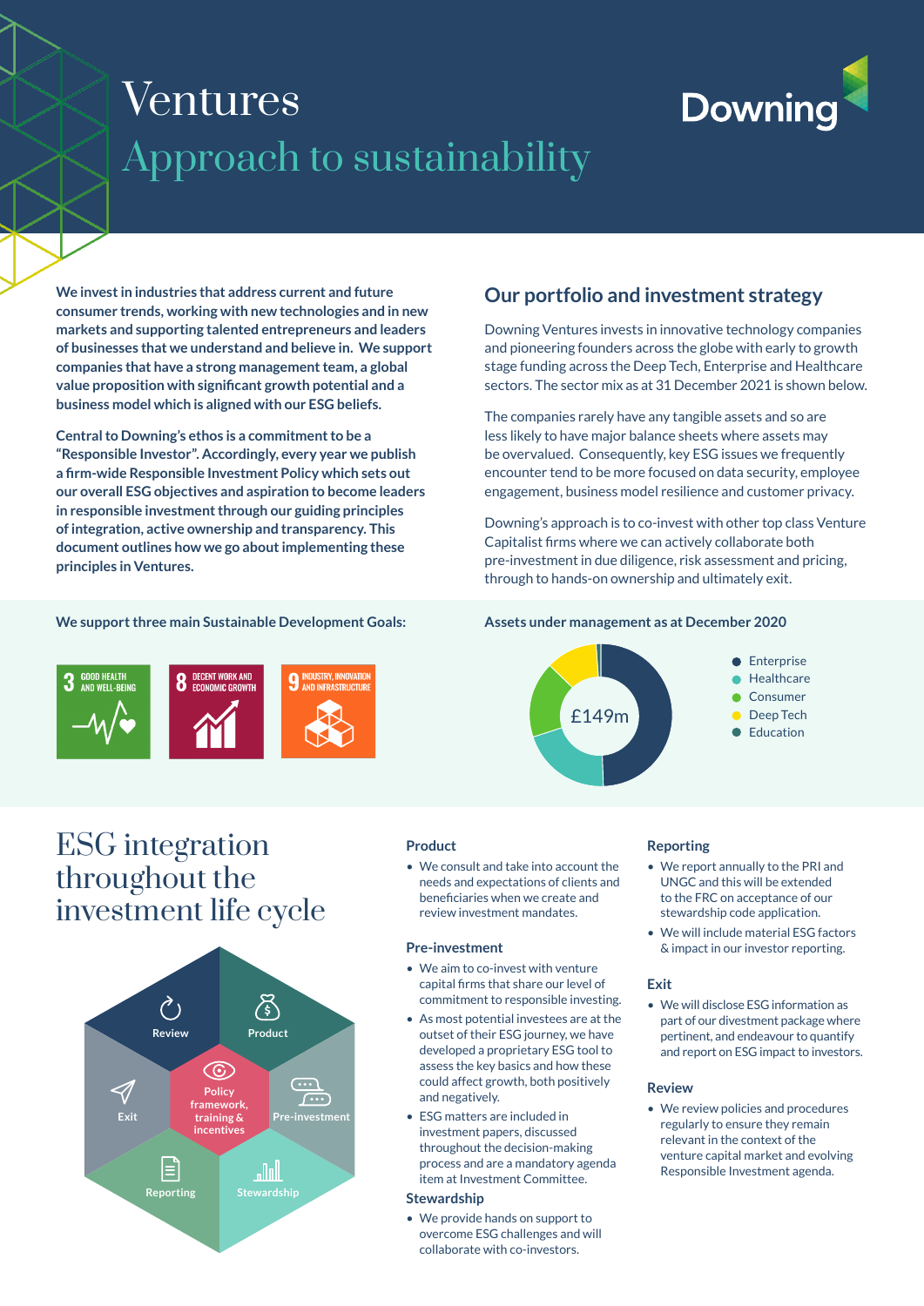# Ventures

## Approach to sustainability

Downing

**We invest in industries that address current and future consumer trends, working with new technologies and in new markets and supporting talented entrepreneurs and leaders of businesses that we understand and believe in. We support companies that have a strong management team, a global value proposition with significant growth potential and a business model which is aligned with our ESG beliefs.**

**Central to Downing's ethos is a commitment to be a "Responsible Investor". Accordingly, every year we publish a firm-wide Responsible Investment Policy which sets out our overall ESG objectives and aspiration to become leaders in responsible investment through our guiding principles of integration, active ownership and transparency. This document outlines how we go about implementing these principles in Ventures.**

## Our portfolio and investment strategy

Downing Ventures invests in innovative technology companies and pioneering founders across the globe with early to growth stage funding across the Deep Tech, Enterprise and Healthcare sectors. The sector mix as at 31 December 2021 is shown below.

The companies rarely have any tangible assets and so are less likely to have major balance sheets where assets may be overvalued. Consequently, key ESG issues we frequently encounter tend to be more focused on data security, employee engagement, business model resilience and customer privacy.

Downing's approach is to co-invest with other top class Venture Capitalist firms where we can actively collaborate both pre-investment in due diligence, risk assessment and pricing, through to hands-on ownership and ultimately exit.

**We support three main Sustainable Development Goals:**

- 3 GOOD HEALTH AND WELL-BEING
- 8 DECENT WORK AND ECONOMIC GROWTH
- 9 INDUSTRY, INNOVATION AND INFRASTRUCTURE

**Assets under management as at December 2020**

£149m

- Enterprise
- Healthcare
- Consumer
- Deep Tech
- Education

# ESG integration throughout the investment life cycle

Review · Product · Exit · Policy framework, training & incentives · Pre-investment · Reporting · Stewardship

### Product

- We consult and take into account the needs and expectations of clients and beneficiaries when we create and review investment mandates.

### Pre-investment

- We aim to co-invest with venture capital firms that share our level of commitment to responsible investing.
- As most potential investees are at the outset of their ESG journey, we have developed a proprietary ESG tool to assess the key basics and how these could affect growth, both positively and negatively.
- ESG matters are included in investment papers, discussed throughout the decision-making process and are a mandatory agenda item at Investment Committee.

### Stewardship

- We provide hands on support to overcome ESG challenges and will collaborate with co-investors.

### Reporting

- We report annually to the PRI and UNGC and this will be extended to the FRC on acceptance of our stewardship code application.
- We will include material ESG factors & impact in our investor reporting.

### Exit

- We will disclose ESG information as part of our divestment package where pertinent, and endeavour to quantify and report on ESG impact to investors.

### Review

- We review policies and procedures regularly to ensure they remain relevant in the context of the venture capital market and evolving Responsible Investment agenda.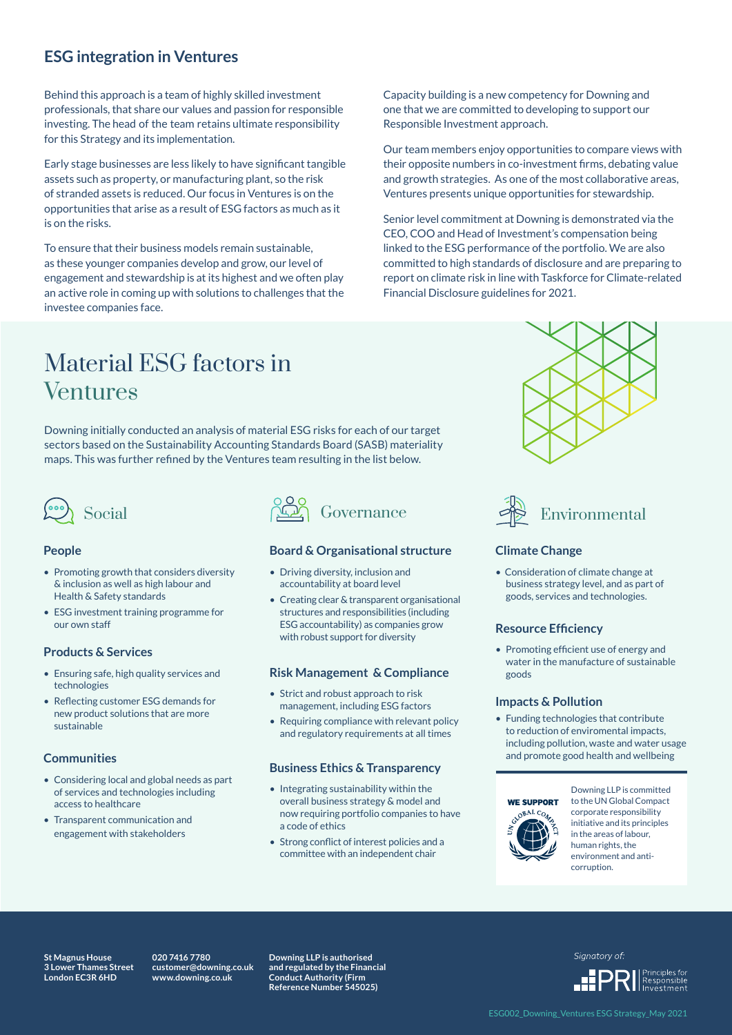## ESG integration in Ventures

Behind this approach is a team of highly skilled investment professionals, that share our values and passion for responsible investing. The head of the team retains ultimate responsibility for this Strategy and its implementation.

Early stage businesses are less likely to have significant tangible assets such as property, or manufacturing plant, so the risk of stranded assets is reduced. Our focus in Ventures is on the opportunities that arise as a result of ESG factors as much as it is on the risks.

To ensure that their business models remain sustainable, as these younger companies develop and grow, our level of engagement and stewardship is at its highest and we often play an active role in coming up with solutions to challenges that the investee companies face.

Capacity building is a new competency for Downing and one that we are committed to developing to support our Responsible Investment approach.

Our team members enjoy opportunities to compare views with their opposite numbers in co-investment firms, debating value and growth strategies. As one of the most collaborative areas, Ventures presents unique opportunities for stewardship.

Senior level commitment at Downing is demonstrated via the CEO, COO and Head of Investment's compensation being linked to the ESG performance of the portfolio. We are also committed to high standards of disclosure and are preparing to report on climate risk in line with Taskforce for Climate-related Financial Disclosure guidelines for 2021.

# Material ESG factors in Ventures

Downing initially conducted an analysis of material ESG risks for each of our target sectors based on the Sustainability Accounting Standards Board (SASB) materiality maps. This was further refined by the Ventures team resulting in the list below.

## Social

### People

- Promoting growth that considers diversity & inclusion as well as high labour and Health & Safety standards
- ESG investment training programme for our own staff

### Products & Services

- Ensuring safe, high quality services and technologies
- Reflecting customer ESG demands for new product solutions that are more sustainable

### Communities

- Considering local and global needs as part of services and technologies including access to healthcare
- Transparent communication and engagement with stakeholders

## Governance

### Board & Organisational structure

- Driving diversity, inclusion and accountability at board level
- Creating clear & transparent organisational structures and responsibilities (including ESG accountability) as companies grow with robust support for diversity

### Risk Management & Compliance

- Strict and robust approach to risk management, including ESG factors
- Requiring compliance with relevant policy and regulatory requirements at all times

### Business Ethics & Transparency

- Integrating sustainability within the overall business strategy & model and now requiring portfolio companies to have a code of ethics
- Strong conflict of interest policies and a committee with an independent chair

## Environmental

### Climate Change

- Consideration of climate change at business strategy level, and as part of goods, services and technologies.

### Resource Efficiency

- Promoting efficient use of energy and water in the manufacture of sustainable goods

### Impacts & Pollution

- Funding technologies that contribute to reduction of enviromental impacts, including pollution, waste and water usage and promote good health and wellbeing

WE SUPPORT UN GLOBAL COMPACT

Downing LLP is committed to the UN Global Compact corporate responsibility initiative and its principles in the areas of labour, human rights, the environment and anti-corruption.

**St Magnus House**
**3 Lower Thames Street**
**London EC3R 6HD**

**020 7416 7780**
**customer@downing.co.uk**
**www.downing.co.uk**

**Downing LLP is authorised and regulated by the Financial Conduct Authority (Firm Reference Number 545025)**

*Signatory of:*

PRI Principles for Responsible Investment

ESG002_Downing_Ventures ESG Strategy_May 2021